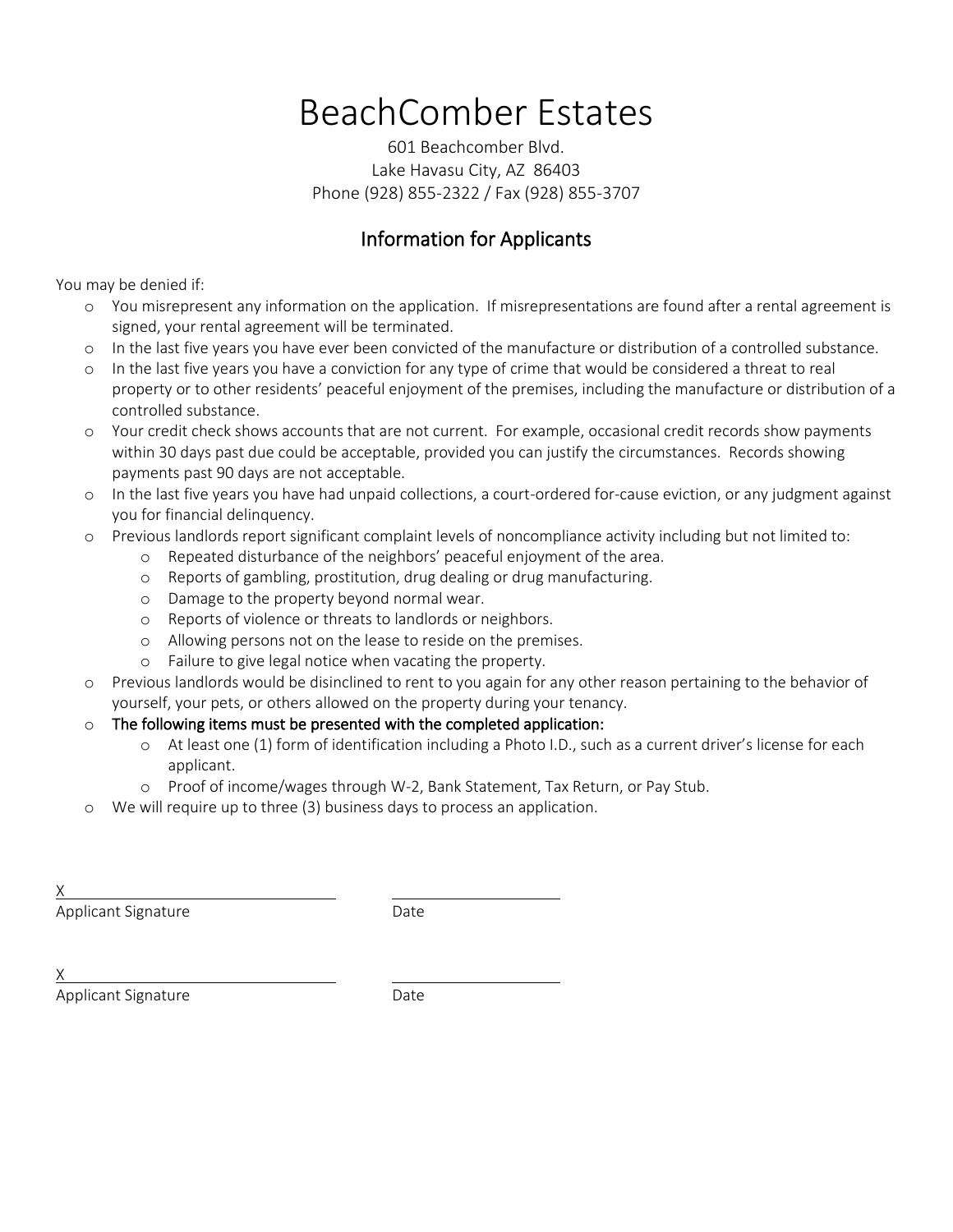# BeachComber Estates

601 Beachcomber Blvd.
Lake Havasu City, AZ 86403
Phone (928) 855-2322 / Fax (928) 855-3707

## Information for Applicants

You may be denied if:

- You misrepresent any information on the application. If misrepresentations are found after a rental agreement is signed, your rental agreement will be terminated.
- In the last five years you have ever been convicted of the manufacture or distribution of a controlled substance.
- In the last five years you have a conviction for any type of crime that would be considered a threat to real property or to other residents' peaceful enjoyment of the premises, including the manufacture or distribution of a controlled substance.
- Your credit check shows accounts that are not current. For example, occasional credit records show payments within 30 days past due could be acceptable, provided you can justify the circumstances. Records showing payments past 90 days are not acceptable.
- In the last five years you have had unpaid collections, a court-ordered for-cause eviction, or any judgment against you for financial delinquency.
- Previous landlords report significant complaint levels of noncompliance activity including but not limited to:
  - Repeated disturbance of the neighbors' peaceful enjoyment of the area.
  - Reports of gambling, prostitution, drug dealing or drug manufacturing.
  - Damage to the property beyond normal wear.
  - Reports of violence or threats to landlords or neighbors.
  - Allowing persons not on the lease to reside on the premises.
  - Failure to give legal notice when vacating the property.
- Previous landlords would be disinclined to rent to you again for any other reason pertaining to the behavior of yourself, your pets, or others allowed on the property during your tenancy.
- The following items must be presented with the completed application:
  - At least one (1) form of identification including a Photo I.D., such as a current driver's license for each applicant.
  - Proof of income/wages through W-2, Bank Statement, Tax Return, or Pay Stub.
- We will require up to three (3) business days to process an application.

X\_\_\_\_\_\_\_\_\_\_\_\_\_\_\_\_\_\_\_\_\_\_\_\_\_\_\_\_\_\_ \_\_\_\_\_\_\_\_\_\_\_\_\_\_\_\_\_\_\_\_
Applicant Signature Date

X\_\_\_\_\_\_\_\_\_\_\_\_\_\_\_\_\_\_\_\_\_\_\_\_\_\_\_\_\_\_ \_\_\_\_\_\_\_\_\_\_\_\_\_\_\_\_\_\_\_\_
Applicant Signature Date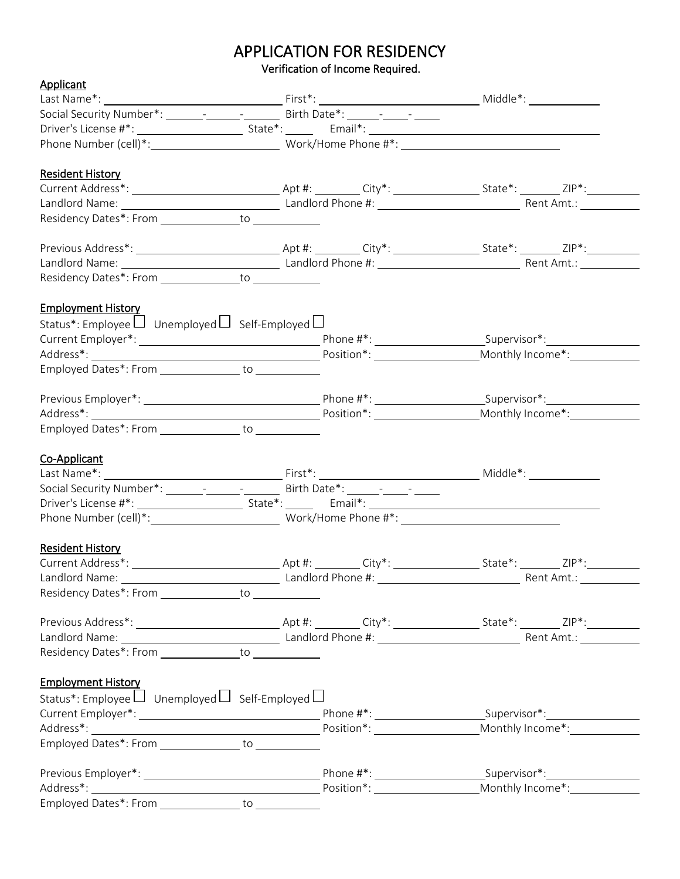# APPLICATION FOR RESIDENCY

Verification of Income Required.

**Applicant**

Last Name*: ____________________ First*: ____________________ Middle*: __________

Social Security Number*: ______-______-______ Birth Date*: _____-____-____

Driver's License #*: ________________ State*: _____ Email*: ______________________________

Phone Number (cell)*: ____________________ Work/Home Phone #*: ________________________

**Resident History**

Current Address*: ____________________ Apt #: _______ City*: ______________ State*: ______ ZIP*: ________

Landlord Name: ____________________ Landlord Phone #: ____________________ Rent Amt.: __________

Residency Dates*: From ____________ to ___________

Previous Address*: ____________________ Apt #: _______ City*: ______________ State*: ______ ZIP*: ________

Landlord Name: ____________________ Landlord Phone #: ____________________ Rent Amt.: __________

Residency Dates*: From ____________ to ___________

**Employment History**

Status*: Employee ☐ Unemployed ☐ Self-Employed ☐

Current Employer*: ______________________________ Phone #*: ________________ Supervisor*: ______________

Address*: ______________________________ Position*: ________________ Monthly Income*: ____________

Employed Dates*: From ____________ to ___________

Previous Employer*: ______________________________ Phone #*: ________________ Supervisor*: ______________

Address*: ______________________________ Position*: ________________ Monthly Income*: ____________

Employed Dates*: From ____________ to ___________

**Co-Applicant**

Last Name*: ____________________ First*: ____________________ Middle*: __________

Social Security Number*: ______-______-______ Birth Date*: _____-____-____

Driver's License #*: ________________ State*: _____ Email*: ______________________________

Phone Number (cell)*: ____________________ Work/Home Phone #*: ________________________

**Resident History**

Current Address*: ____________________ Apt #: _______ City*: ______________ State*: ______ ZIP*: ________

Landlord Name: ____________________ Landlord Phone #: ____________________ Rent Amt.: __________

Residency Dates*: From ____________ to ___________

Previous Address*: ____________________ Apt #: _______ City*: ______________ State*: ______ ZIP*: ________

Landlord Name: ____________________ Landlord Phone #: ____________________ Rent Amt.: __________

Residency Dates*: From ____________ to ___________

**Employment History**

Status*: Employee ☐ Unemployed ☐ Self-Employed ☐

Current Employer*: ______________________________ Phone #*: ________________ Supervisor*: ______________

Address*: ______________________________ Position*: ________________ Monthly Income*: ____________

Employed Dates*: From ____________ to ___________

Previous Employer*: ______________________________ Phone #*: ________________ Supervisor*: ______________

Address*: ______________________________ Position*: ________________ Monthly Income*: ____________

Employed Dates*: From ____________ to ___________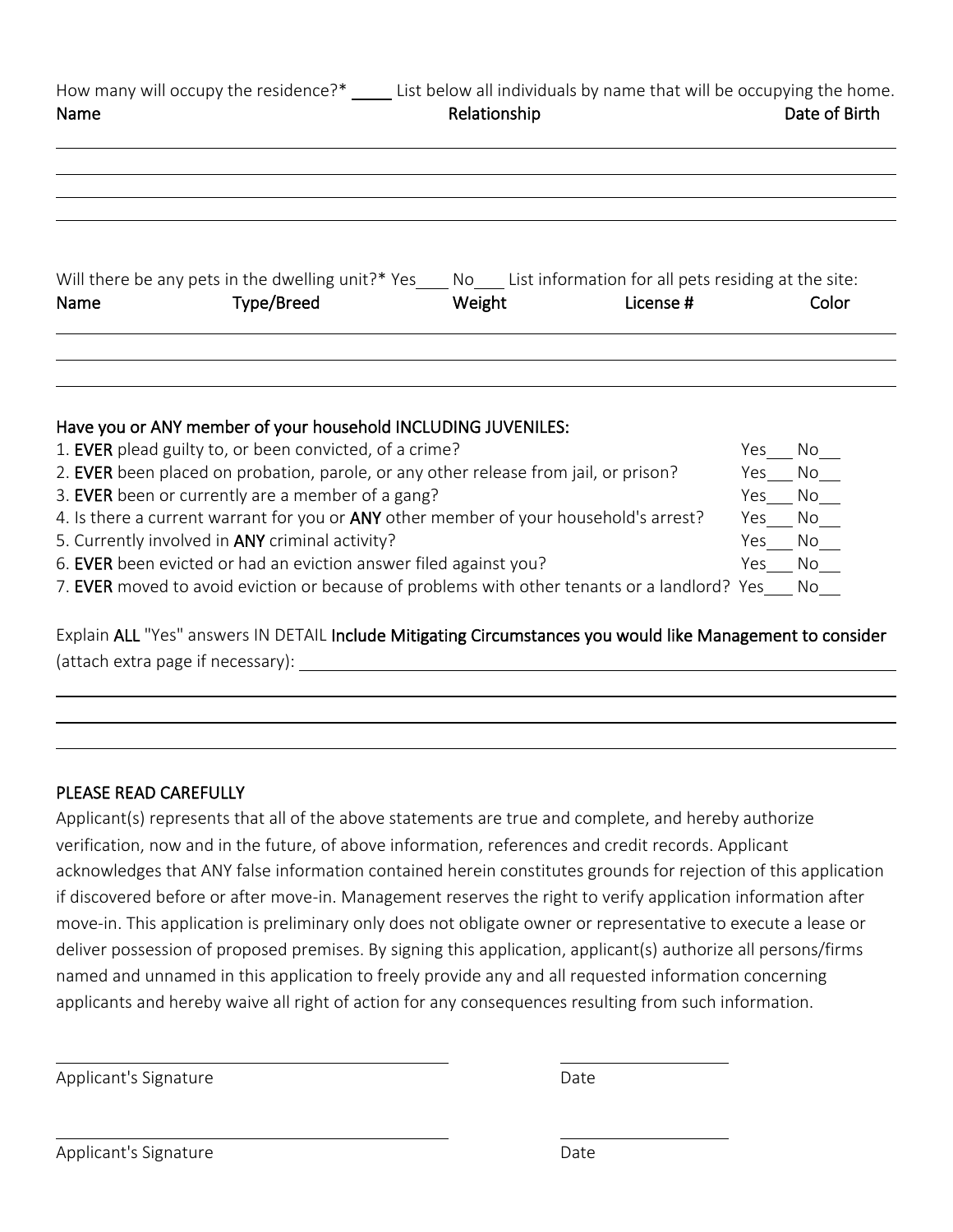How many will occupy the residence?* _____ List below all individuals by name that will be occupying the home.

| Name | Relationship | Date of Birth |
|---|---|---|
| | | |
| | | |
| | | |
| | | |

Will there be any pets in the dwelling unit?* Yes____ No____ List information for all pets residing at the site:

| Name | Type/Breed | Weight | License # | Color |
|---|---|---|---|---|
| | | | | |
| | | | | |
| | | | | |

**Have you or ANY member of your household INCLUDING JUVENILES:**

1. **EVER** plead guilty to, or been convicted, of a crime? Yes___ No___
2. **EVER** been placed on probation, parole, or any other release from jail, or prison? Yes___ No___
3. **EVER** been or currently are a member of a gang? Yes___ No___
4. Is there a current warrant for you or **ANY** other member of your household's arrest? Yes___ No___
5. Currently involved in **ANY** criminal activity? Yes___ No___
6. **EVER** been evicted or had an eviction answer filed against you? Yes___ No___
7. **EVER** moved to avoid eviction or because of problems with other tenants or a landlord? Yes___ No___

Explain **ALL** "Yes" answers IN DETAIL **Include Mitigating Circumstances you would like Management to consider** (attach extra page if necessary): ________________________________________

________________________________________

________________________________________

________________________________________

**PLEASE READ CAREFULLY**

Applicant(s) represents that all of the above statements are true and complete, and hereby authorize verification, now and in the future, of above information, references and credit records. Applicant acknowledges that ANY false information contained herein constitutes grounds for rejection of this application if discovered before or after move-in. Management reserves the right to verify application information after move-in. This application is preliminary only does not obligate owner or representative to execute a lease or deliver possession of proposed premises. By signing this application, applicant(s) authorize all persons/firms named and unnamed in this application to freely provide any and all requested information concerning applicants and hereby waive all right of action for any consequences resulting from such information.

________________________________________ ____________________

Applicant's Signature Date

________________________________________ ____________________

Applicant's Signature Date